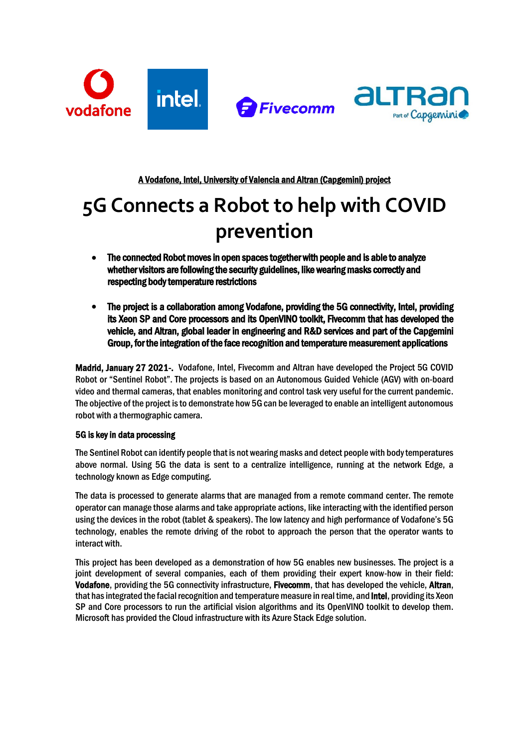A Vodafone, Intel, University of Valencia and Altran (Capgemini) project

# 5G Connects a Robot to help with COVID prevention

- **The connected Robot moves in open spaces together with people and is able to analyze whether visitors are following the security guidelines, like wearing masks correctly and respecting body temperature restrictions**
- **The project is a collaboration among Vodafone, providing the 5G connectivity, Intel, providing its Xeon SP and Core processors and its OpenVINO toolkit, Fivecomm that has developed the vehicle, and Altran, global leader in engineering and R&D services and part of the Capgemini Group, for the integration of the face recognition and temperature measurement applications**

**Madrid, January 27 2021-.** Vodafone, Intel, Fivecomm and Altran have developed the Project 5G COVID Robot or "Sentinel Robot". The projects is based on an Autonomous Guided Vehicle (AGV) with on-board video and thermal cameras, that enables monitoring and control task very useful for the current pandemic. The objective of the project is to demonstrate how 5G can be leveraged to enable an intelligent autonomous robot with a thermographic camera.

**5G is key in data processing**

The Sentinel Robot can identify people that is not wearing masks and detect people with body temperatures above normal. Using 5G the data is sent to a centralize intelligence, running at the network Edge, a technology known as Edge computing.

The data is processed to generate alarms that are managed from a remote command center. The remote operator can manage those alarms and take appropriate actions, like interacting with the identified person using the devices in the robot (tablet & speakers). The low latency and high performance of Vodafone's 5G technology, enables the remote driving of the robot to approach the person that the operator wants to interact with.

This project has been developed as a demonstration of how 5G enables new businesses. The project is a joint development of several companies, each of them providing their expert know-how in their field: **Vodafone**, providing the 5G connectivity infrastructure, **Fivecomm**, that has developed the vehicle, **Altran**, that has integrated the facial recognition and temperature measure in real time, and **Intel**, providing its Xeon SP and Core processors to run the artificial vision algorithms and its OpenVINO toolkit to develop them. Microsoft has provided the Cloud infrastructure with its Azure Stack Edge solution.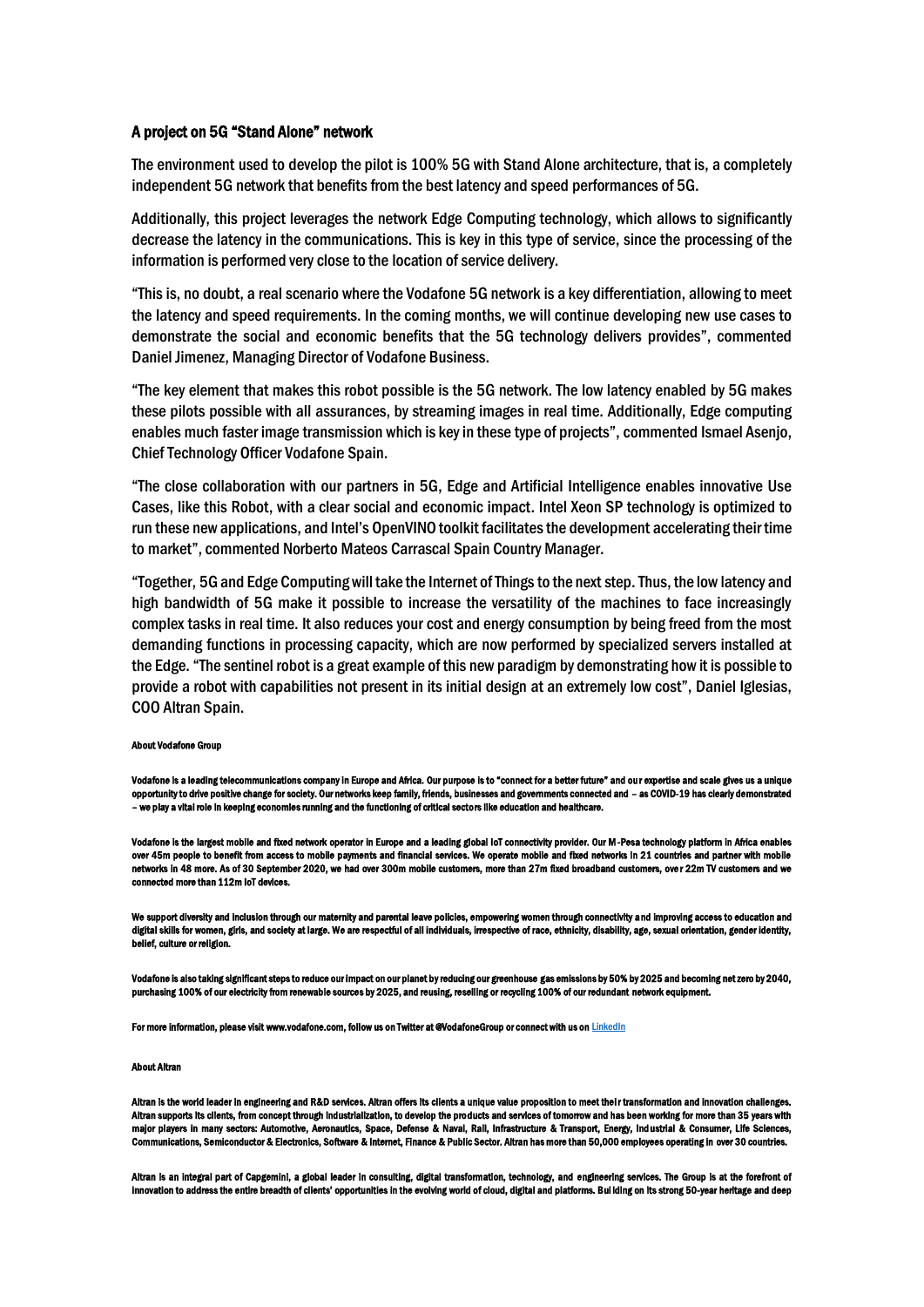### A project on 5G "Stand Alone" network

The environment used to develop the pilot is 100% 5G with Stand Alone architecture, that is, a completely independent 5G network that benefits from the best latency and speed performances of 5G.

Additionally, this project leverages the network Edge Computing technology, which allows to significantly decrease the latency in the communications. This is key in this type of service, since the processing of the information is performed very close to the location of service delivery.

"This is, no doubt, a real scenario where the Vodafone 5G network is a key differentiation, allowing to meet the latency and speed requirements. In the coming months, we will continue developing new use cases to demonstrate the social and economic benefits that the 5G technology delivers provides", commented Daniel Jimenez, Managing Director of Vodafone Business.

"The key element that makes this robot possible is the 5G network. The low latency enabled by 5G makes these pilots possible with all assurances, by streaming images in real time. Additionally, Edge computing enables much faster image transmission which is key in these type of projects", commented Ismael Asenjo, Chief Technology Officer Vodafone Spain.

"The close collaboration with our partners in 5G, Edge and Artificial Intelligence enables innovative Use Cases, like this Robot, with a clear social and economic impact. Intel Xeon SP technology is optimized to run these new applications, and Intel's OpenVINO toolkit facilitates the development accelerating their time to market", commented Norberto Mateos Carrascal Spain Country Manager.

"Together, 5G and Edge Computing will take the Internet of Things to the next step. Thus, the low latency and high bandwidth of 5G make it possible to increase the versatility of the machines to face increasingly complex tasks in real time. It also reduces your cost and energy consumption by being freed from the most demanding functions in processing capacity, which are now performed by specialized servers installed at the Edge. "The sentinel robot is a great example of this new paradigm by demonstrating how it is possible to provide a robot with capabilities not present in its initial design at an extremely low cost", Daniel Iglesias, COO Altran Spain.

**About Vodafone Group**

**Vodafone is a leading telecommunications company in Europe and Africa. Our purpose is to "connect for a better future" and our expertise and scale gives us a unique opportunity to drive positive change for society. Our networks keep family, friends, businesses and governments connected and – as COVID-19 has clearly demonstrated – we play a vital role in keeping economies running and the functioning of critical sectors like education and healthcare.**

**Vodafone is the largest mobile and fixed network operator in Europe and a leading global IoT connectivity provider. Our M-Pesa technology platform in Africa enables over 45m people to benefit from access to mobile payments and financial services. We operate mobile and fixed networks in 21 countries and partner with mobile networks in 48 more. As of 30 September 2020, we had over 300m mobile customers, more than 27m fixed broadband customers, over 22m TV customers and we connected more than 112m IoT devices.**

**We support diversity and inclusion through our maternity and parental leave policies, empowering women through connectivity and improving access to education and digital skills for women, girls, and society at large. We are respectful of all individuals, irrespective of race, ethnicity, disability, age, sexual orientation, gender identity, belief, culture or religion.**

**Vodafone is also taking significant steps to reduce our impact on our planet by reducing our greenhouse gas emissions by 50% by 2025 and becoming net zero by 2040, purchasing 100% of our electricity from renewable sources by 2025, and reusing, reselling or recycling 100% of our redundant network equipment.**

**For more information, please visit www.vodafone.com, follow us on Twitter at @VodafoneGroup or connect with us on LinkedIn**

**About Altran**

**Altran is the world leader in engineering and R&D services. Altran offers its clients a unique value proposition to meet their transformation and innovation challenges. Altran supports its clients, from concept through industrialization, to develop the products and services of tomorrow and has been working for more than 35 years with major players in many sectors: Automotive, Aeronautics, Space, Defense & Naval, Rail, Infrastructure & Transport, Energy, Industrial & Consumer, Life Sciences, Communications, Semiconductor & Electronics, Software & Internet, Finance & Public Sector. Altran has more than 50,000 employees operating in over 30 countries.**

**Altran is an integral part of Capgemini, a global leader in consulting, digital transformation, technology, and engineering services. The Group is at the forefront of innovation to address the entire breadth of clients' opportunities in the evolving world of cloud, digital and platforms. Building on its strong 50-year heritage and deep**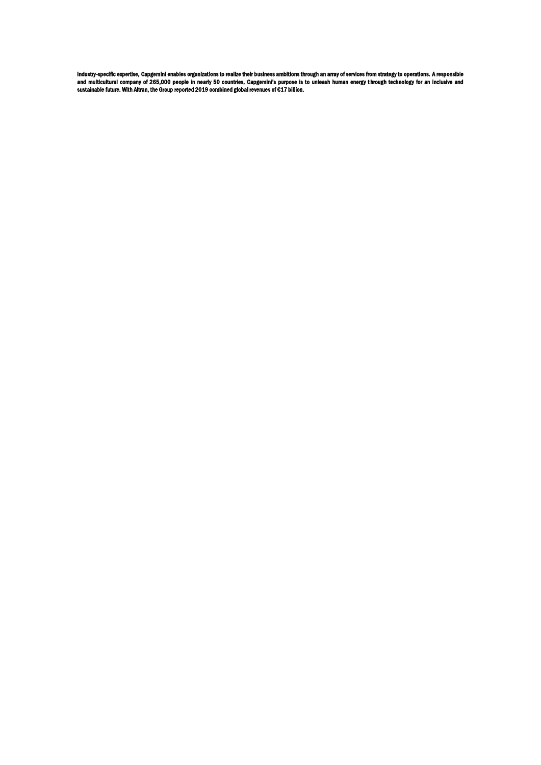**industry-specific expertise, Capgemini enables organizations to realize their business ambitions through an array of services from strategy to operations. A responsible and multicultural company of 265,000 people in nearly 50 countries, Capgemini's purpose is to unleash human energy through technology for an inclusive and sustainable future. With Altran, the Group reported 2019 combined global revenues of €17 billion.**